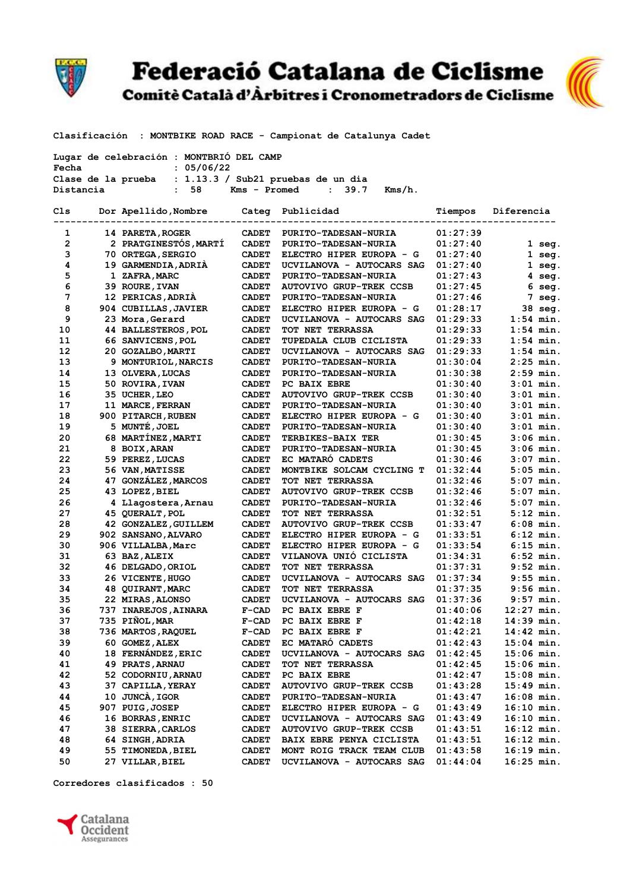# Federació Catalana de Ciclisme

## Comitè Català d'Àrbitres i Cronometradors de Ciclisme

Clasificación : MONTBIKE ROAD RACE - Campionat de Catalunya Cadet

Lugar de celebración : MONTBRIÓ DEL CAMP
Fecha : 05/06/22
Clase de la prueba : 1.13.3 / Sub21 pruebas de un dia
Distancia : 58 Kms - Promed : 39.7 Kms/h.

| Cls | Dor | Apellido,Nombre | Categ | Publicidad | Tiempos | Diferencia |
|---|---|---|---|---|---|---|
| 1 | 14 | PARETA,ROGER | CADET | PURITO-TADESAN-NURIA | 01:27:39 | |
| 2 | 2 | PRATGINESTÓS,MARTÍ | CADET | PURITO-TADESAN-NURIA | 01:27:40 | 1 seg. |
| 3 | 70 | ORTEGA,SERGIO | CADET | ELECTRO HIPER EUROPA - G | 01:27:40 | 1 seg. |
| 4 | 19 | GARMENDIA,ADRIÀ | CADET | UCVILANOVA - AUTOCARS SAG | 01:27:40 | 1 seg. |
| 5 | 1 | ZAFRA,MARC | CADET | PURITO-TADESAN-NURIA | 01:27:43 | 4 seg. |
| 6 | 39 | ROURE,IVAN | CADET | AUTOVIVO GRUP-TREK CCSB | 01:27:45 | 6 seg. |
| 7 | 12 | PERICAS,ADRIÀ | CADET | PURITO-TADESAN-NURIA | 01:27:46 | 7 seg. |
| 8 | 904 | CUBILLAS,JAVIER | CADET | ELECTRO HIPER EUROPA - G | 01:28:17 | 38 seg. |
| 9 | 23 | Mora,Gerard | CADET | UCVILANOVA - AUTOCARS SAG | 01:29:33 | 1:54 min. |
| 10 | 44 | BALLESTEROS,POL | CADET | TOT NET TERRASSA | 01:29:33 | 1:54 min. |
| 11 | 66 | SANVICENS,POL | CADET | TUPEDALA CLUB CICLISTA | 01:29:33 | 1:54 min. |
| 12 | 20 | GOZALBO,MARTI | CADET | UCVILANOVA - AUTOCARS SAG | 01:29:33 | 1:54 min. |
| 13 | 9 | MONTURIOL,NARCIS | CADET | PURITO-TADESAN-NURIA | 01:30:04 | 2:25 min. |
| 14 | 13 | OLVERA,LUCAS | CADET | PURITO-TADESAN-NURIA | 01:30:38 | 2:59 min. |
| 15 | 50 | ROVIRA,IVAN | CADET | PC BAIX EBRE | 01:30:40 | 3:01 min. |
| 16 | 35 | UCHER,LEO | CADET | AUTOVIVO GRUP-TREK CCSB | 01:30:40 | 3:01 min. |
| 17 | 11 | MARCE,FERRAN | CADET | PURITO-TADESAN-NURIA | 01:30:40 | 3:01 min. |
| 18 | 900 | PITARCH,RUBEN | CADET | ELECTRO HIPER EUROPA - G | 01:30:40 | 3:01 min. |
| 19 | 5 | MUNTÉ,JOEL | CADET | PURITO-TADESAN-NURIA | 01:30:40 | 3:01 min. |
| 20 | 68 | MARTÍNEZ,MARTI | CADET | TERBIKES-BAIX TER | 01:30:45 | 3:06 min. |
| 21 | 8 | BOIX,ARAN | CADET | PURITO-TADESAN-NURIA | 01:30:45 | 3:06 min. |
| 22 | 59 | PEREZ,LUCAS | CADET | EC MATARÓ CADETS | 01:30:46 | 3:07 min. |
| 23 | 56 | VAN,MATISSE | CADET | MONTBIKE SOLCAM CYCLING T | 01:32:44 | 5:05 min. |
| 24 | 47 | GONZÁLEZ,MARCOS | CADET | TOT NET TERRASSA | 01:32:46 | 5:07 min. |
| 25 | 43 | LOPEZ,BIEL | CADET | AUTOVIVO GRUP-TREK CCSB | 01:32:46 | 5:07 min. |
| 26 | 4 | Llagostera,Arnau | CADET | PURITO-TADESAN-NURIA | 01:32:46 | 5:07 min. |
| 27 | 45 | QUERALT,POL | CADET | TOT NET TERRASSA | 01:32:51 | 5:12 min. |
| 28 | 42 | GONZALEZ,GUILLEM | CADET | AUTOVIVO GRUP-TREK CCSB | 01:33:47 | 6:08 min. |
| 29 | 902 | SANSANO,ALVARO | CADET | ELECTRO HIPER EUROPA - G | 01:33:51 | 6:12 min. |
| 30 | 906 | VILLALBA,Marc | CADET | ELECTRO HIPER EUROPA - G | 01:33:54 | 6:15 min. |
| 31 | 63 | BAZ,ALEIX | CADET | VILANOVA UNIÓ CICLISTA | 01:34:31 | 6:52 min. |
| 32 | 46 | DELGADO,ORIOL | CADET | TOT NET TERRASSA | 01:37:31 | 9:52 min. |
| 33 | 26 | VICENTE,HUGO | CADET | UCVILANOVA - AUTOCARS SAG | 01:37:34 | 9:55 min. |
| 34 | 48 | QUIRANT,MARC | CADET | TOT NET TERRASSA | 01:37:35 | 9:56 min. |
| 35 | 22 | MIRAS,ALONSO | CADET | UCVILANOVA - AUTOCARS SAG | 01:37:36 | 9:57 min. |
| 36 | 737 | INAREJOS,AINARA | F-CAD | PC BAIX EBRE F | 01:40:06 | 12:27 min. |
| 37 | 735 | PIÑOL,MAR | F-CAD | PC BAIX EBRE F | 01:42:18 | 14:39 min. |
| 38 | 736 | MARTOS,RAQUEL | F-CAD | PC BAIX EBRE F | 01:42:21 | 14:42 min. |
| 39 | 60 | GOMEZ,ALEX | CADET | EC MATARÓ CADETS | 01:42:43 | 15:04 min. |
| 40 | 18 | FERNÁNDEZ,ERIC | CADET | UCVILANOVA - AUTOCARS SAG | 01:42:45 | 15:06 min. |
| 41 | 49 | PRATS,ARNAU | CADET | TOT NET TERRASSA | 01:42:45 | 15:06 min. |
| 42 | 52 | CODORNIU,ARNAU | CADET | PC BAIX EBRE | 01:42:47 | 15:08 min. |
| 43 | 37 | CAPILLA,YERAY | CADET | AUTOVIVO GRUP-TREK CCSB | 01:43:28 | 15:49 min. |
| 44 | 10 | JUNCÀ,IGOR | CADET | PURITO-TADESAN-NURIA | 01:43:47 | 16:08 min. |
| 45 | 907 | PUIG,JOSEP | CADET | ELECTRO HIPER EUROPA - G | 01:43:49 | 16:10 min. |
| 46 | 16 | BORRAS,ENRIC | CADET | UCVILANOVA - AUTOCARS SAG | 01:43:49 | 16:10 min. |
| 47 | 38 | SIERRA,CARLOS | CADET | AUTOVIVO GRUP-TREK CCSB | 01:43:51 | 16:12 min. |
| 48 | 64 | SINGH,ADRIA | CADET | BAIX EBRE PENYA CICLISTA | 01:43:51 | 16:12 min. |
| 49 | 55 | TIMONEDA,BIEL | CADET | MONT ROIG TRACK TEAM CLUB | 01:43:58 | 16:19 min. |
| 50 | 27 | VILLAR,BIEL | CADET | UCVILANOVA - AUTOCARS SAG | 01:44:04 | 16:25 min. |

Corredores clasificados : 50

Catalana Occident Assegurances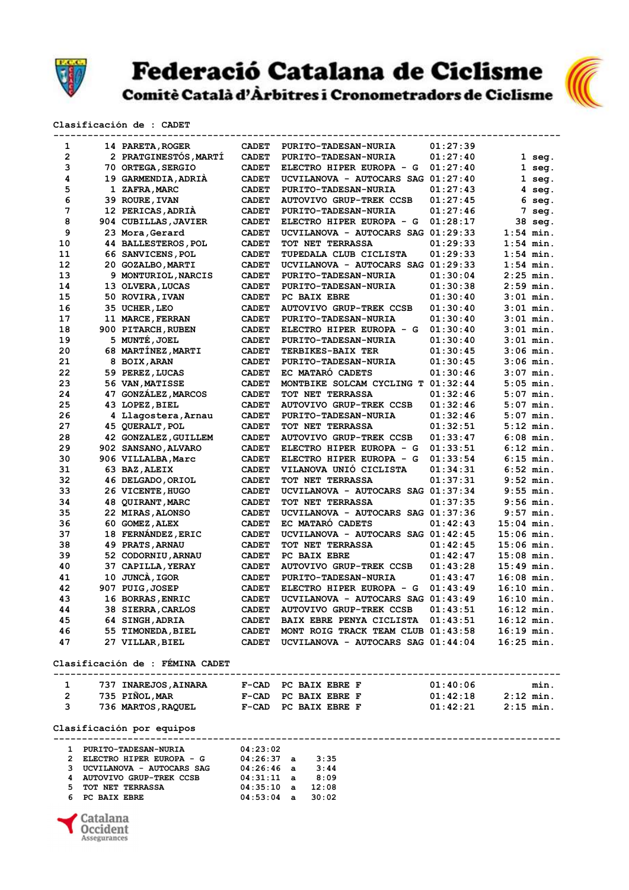# Federació Catalana de Ciclisme

## Comitè Català d'Àrbitres i Cronometradors de Ciclisme

Clasificación de : CADET

| | | | | | | |
|---|---|---|---|---|---|---|
| 1 | 14 | PARETA,ROGER | CADET | PURITO-TADESAN-NURIA | 01:27:39 | |
| 2 | 2 | PRATGINESTÓS,MARTÍ | CADET | PURITO-TADESAN-NURIA | 01:27:40 | 1 seg. |
| 3 | 70 | ORTEGA,SERGIO | CADET | ELECTRO HIPER EUROPA - G | 01:27:40 | 1 seg. |
| 4 | 19 | GARMENDIA,ADRIÀ | CADET | UCVILANOVA - AUTOCARS SAG | 01:27:40 | 1 seg. |
| 5 | 1 | ZAFRA,MARC | CADET | PURITO-TADESAN-NURIA | 01:27:43 | 4 seg. |
| 6 | 39 | ROURE,IVAN | CADET | AUTOVIVO GRUP-TREK CCSB | 01:27:45 | 6 seg. |
| 7 | 12 | PERICAS,ADRIÀ | CADET | PURITO-TADESAN-NURIA | 01:27:46 | 7 seg. |
| 8 | 904 | CUBILLAS,JAVIER | CADET | ELECTRO HIPER EUROPA - G | 01:28:17 | 38 seg. |
| 9 | 23 | Mora,Gerard | CADET | UCVILANOVA - AUTOCARS SAG | 01:29:33 | 1:54 min. |
| 10 | 44 | BALLESTEROS,POL | CADET | TOT NET TERRASSA | 01:29:33 | 1:54 min. |
| 11 | 66 | SANVICENS,POL | CADET | TUPEDALA CLUB CICLISTA | 01:29:33 | 1:54 min. |
| 12 | 20 | GOZALBO,MARTI | CADET | UCVILANOVA - AUTOCARS SAG | 01:29:33 | 1:54 min. |
| 13 | 9 | MONTURIOL,NARCIS | CADET | PURITO-TADESAN-NURIA | 01:30:04 | 2:25 min. |
| 14 | 13 | OLVERA,LUCAS | CADET | PURITO-TADESAN-NURIA | 01:30:38 | 2:59 min. |
| 15 | 50 | ROVIRA,IVAN | CADET | PC BAIX EBRE | 01:30:40 | 3:01 min. |
| 16 | 35 | UCHER,LEO | CADET | AUTOVIVO GRUP-TREK CCSB | 01:30:40 | 3:01 min. |
| 17 | 11 | MARCE,FERRAN | CADET | PURITO-TADESAN-NURIA | 01:30:40 | 3:01 min. |
| 18 | 900 | PITARCH,RUBEN | CADET | ELECTRO HIPER EUROPA - G | 01:30:40 | 3:01 min. |
| 19 | 5 | MUNTÉ,JOEL | CADET | PURITO-TADESAN-NURIA | 01:30:40 | 3:01 min. |
| 20 | 68 | MARTÍNEZ,MARTI | CADET | TERBIKES-BAIX TER | 01:30:45 | 3:06 min. |
| 21 | 8 | BOIX,ARAN | CADET | PURITO-TADESAN-NURIA | 01:30:45 | 3:06 min. |
| 22 | 59 | PEREZ,LUCAS | CADET | EC MATARÓ CADETS | 01:30:46 | 3:07 min. |
| 23 | 56 | VAN,MATISSE | CADET | MONTBIKE SOLCAM CYCLING T | 01:32:44 | 5:05 min. |
| 24 | 47 | GONZÁLEZ,MARCOS | CADET | TOT NET TERRASSA | 01:32:46 | 5:07 min. |
| 25 | 43 | LOPEZ,BIEL | CADET | AUTOVIVO GRUP-TREK CCSB | 01:32:46 | 5:07 min. |
| 26 | 4 | Llagostera,Arnau | CADET | PURITO-TADESAN-NURIA | 01:32:46 | 5:07 min. |
| 27 | 45 | QUERALT,POL | CADET | TOT NET TERRASSA | 01:32:51 | 5:12 min. |
| 28 | 42 | GONZALEZ,GUILLEM | CADET | AUTOVIVO GRUP-TREK CCSB | 01:33:47 | 6:08 min. |
| 29 | 902 | SANSANO,ALVARO | CADET | ELECTRO HIPER EUROPA - G | 01:33:51 | 6:12 min. |
| 30 | 906 | VILLALBA,Marc | CADET | ELECTRO HIPER EUROPA - G | 01:33:54 | 6:15 min. |
| 31 | 63 | BAZ,ALEIX | CADET | VILANOVA UNIÓ CICLISTA | 01:34:31 | 6:52 min. |
| 32 | 46 | DELGADO,ORIOL | CADET | TOT NET TERRASSA | 01:37:31 | 9:52 min. |
| 33 | 26 | VICENTE,HUGO | CADET | UCVILANOVA - AUTOCARS SAG | 01:37:34 | 9:55 min. |
| 34 | 48 | QUIRANT,MARC | CADET | TOT NET TERRASSA | 01:37:35 | 9:56 min. |
| 35 | 22 | MIRAS,ALONSO | CADET | UCVILANOVA - AUTOCARS SAG | 01:37:36 | 9:57 min. |
| 36 | 60 | GOMEZ,ALEX | CADET | EC MATARÓ CADETS | 01:42:43 | 15:04 min. |
| 37 | 18 | FERNÁNDEZ,ERIC | CADET | UCVILANOVA - AUTOCARS SAG | 01:42:45 | 15:06 min. |
| 38 | 49 | PRATS,ARNAU | CADET | TOT NET TERRASSA | 01:42:45 | 15:06 min. |
| 39 | 52 | CODORNIU,ARNAU | CADET | PC BAIX EBRE | 01:42:47 | 15:08 min. |
| 40 | 37 | CAPILLA,YERAY | CADET | AUTOVIVO GRUP-TREK CCSB | 01:43:28 | 15:49 min. |
| 41 | 10 | JUNCÀ,IGOR | CADET | PURITO-TADESAN-NURIA | 01:43:47 | 16:08 min. |
| 42 | 907 | PUIG,JOSEP | CADET | ELECTRO HIPER EUROPA - G | 01:43:49 | 16:10 min. |
| 43 | 16 | BORRAS,ENRIC | CADET | UCVILANOVA - AUTOCARS SAG | 01:43:49 | 16:10 min. |
| 44 | 38 | SIERRA,CARLOS | CADET | AUTOVIVO GRUP-TREK CCSB | 01:43:51 | 16:12 min. |
| 45 | 64 | SINGH,ADRIA | CADET | BAIX EBRE PENYA CICLISTA | 01:43:51 | 16:12 min. |
| 46 | 55 | TIMONEDA,BIEL | CADET | MONT ROIG TRACK TEAM CLUB | 01:43:58 | 16:19 min. |
| 47 | 27 | VILLAR,BIEL | CADET | UCVILANOVA - AUTOCARS SAG | 01:44:04 | 16:25 min. |

Clasificación de : FÉMINA CADET

| | | | | | | |
|---|---|---|---|---|---|---|
| 1 | 737 | INAREJOS,AINARA | F-CAD | PC BAIX EBRE F | 01:40:06 | min. |
| 2 | 735 | PIÑOL,MAR | F-CAD | PC BAIX EBRE F | 01:42:18 | 2:12 min. |
| 3 | 736 | MARTOS,RAQUEL | F-CAD | PC BAIX EBRE F | 01:42:21 | 2:15 min. |

Clasificación por equipos

| | | | | |
|---|---|---|---|---|
| 1 | PURITO-TADESAN-NURIA | 04:23:02 | | |
| 2 | ELECTRO HIPER EUROPA - G | 04:26:37 | a | 3:35 |
| 3 | UCVILANOVA - AUTOCARS SAG | 04:26:46 | a | 3:44 |
| 4 | AUTOVIVO GRUP-TREK CCSB | 04:31:11 | a | 8:09 |
| 5 | TOT NET TERRASSA | 04:35:10 | a | 12:08 |
| 6 | PC BAIX EBRE | 04:53:04 | a | 30:02 |

Catalana Occident Assegurances